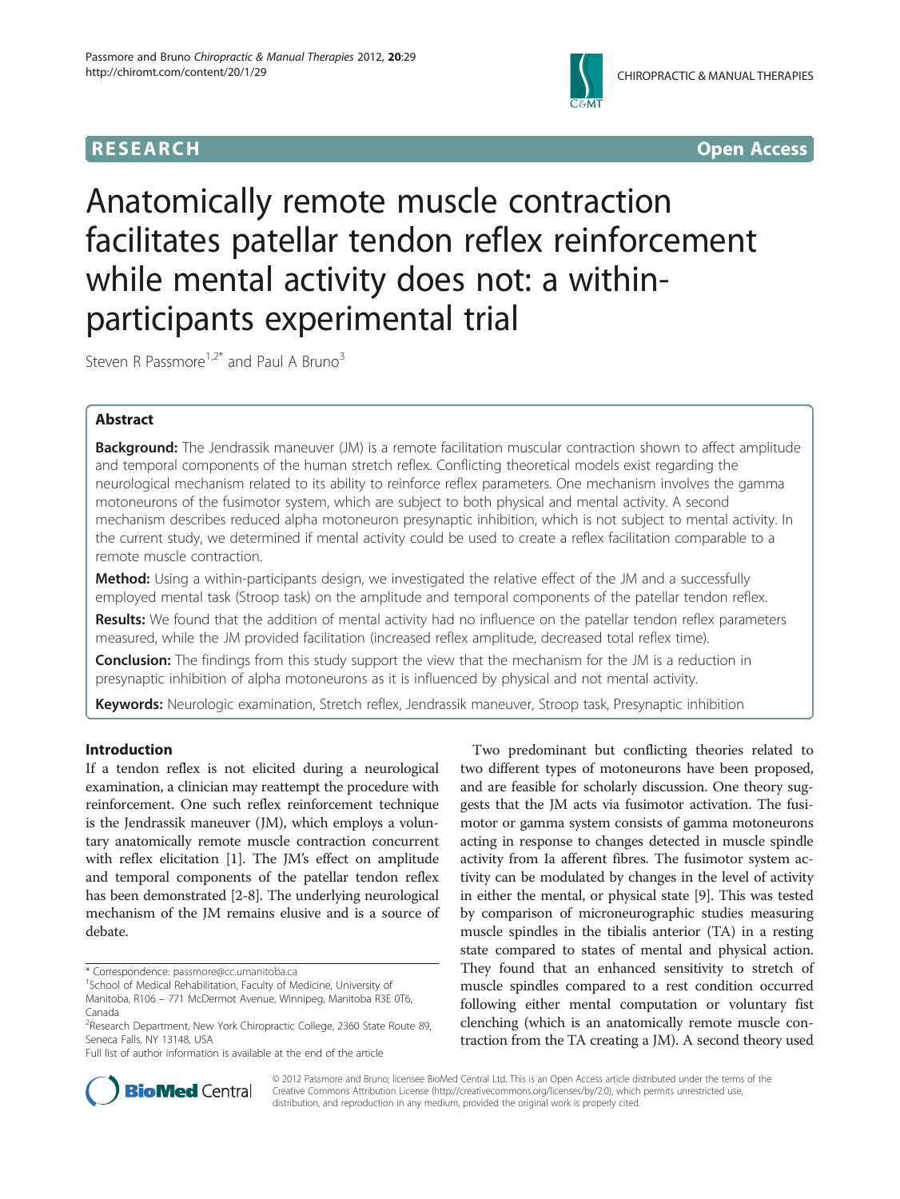**RESEARCH** **Open Access**

# Anatomically remote muscle contraction facilitates patellar tendon reflex reinforcement while mental activity does not: a within-participants experimental trial

Steven R Passmore[1,2*] and Paul A Bruno[3]

## Abstract

**Background:** The Jendrassik maneuver (JM) is a remote facilitation muscular contraction shown to affect amplitude and temporal components of the human stretch reflex. Conflicting theoretical models exist regarding the neurological mechanism related to its ability to reinforce reflex parameters. One mechanism involves the gamma motoneurons of the fusimotor system, which are subject to both physical and mental activity. A second mechanism describes reduced alpha motoneuron presynaptic inhibition, which is not subject to mental activity. In the current study, we determined if mental activity could be used to create a reflex facilitation comparable to a remote muscle contraction.

**Method:** Using a within-participants design, we investigated the relative effect of the JM and a successfully employed mental task (Stroop task) on the amplitude and temporal components of the patellar tendon reflex.

**Results:** We found that the addition of mental activity had no influence on the patellar tendon reflex parameters measured, while the JM provided facilitation (increased reflex amplitude, decreased total reflex time).

**Conclusion:** The findings from this study support the view that the mechanism for the JM is a reduction in presynaptic inhibition of alpha motoneurons as it is influenced by physical and not mental activity.

**Keywords:** Neurologic examination, Stretch reflex, Jendrassik maneuver, Stroop task, Presynaptic inhibition

## Introduction

If a tendon reflex is not elicited during a neurological examination, a clinician may reattempt the procedure with reinforcement. One such reflex reinforcement technique is the Jendrassik maneuver (JM), which employs a voluntary anatomically remote muscle contraction concurrent with reflex elicitation [1]. The JM's effect on amplitude and temporal components of the patellar tendon reflex has been demonstrated [2-8]. The underlying neurological mechanism of the JM remains elusive and is a source of debate.

Two predominant but conflicting theories related to two different types of motoneurons have been proposed, and are feasible for scholarly discussion. One theory suggests that the JM acts via fusimotor activation. The fusimotor or gamma system consists of gamma motoneurons acting in response to changes detected in muscle spindle activity from Ia afferent fibres. The fusimotor system activity can be modulated by changes in the level of activity in either the mental, or physical state [9]. This was tested by comparison of microneurographic studies measuring muscle spindles in the tibialis anterior (TA) in a resting state compared to states of mental and physical action. They found that an enhanced sensitivity to stretch of muscle spindles compared to a rest condition occurred following either mental computation or voluntary fist clenching (which is an anatomically remote muscle contraction from the TA creating a JM). A second theory used

\* Correspondence: passmore@cc.umanitoba.ca

[1]School of Medical Rehabilitation, Faculty of Medicine, University of Manitoba, R106 – 771 McDermot Avenue, Winnipeg, Manitoba R3E 0T6, Canada

[2]Research Department, New York Chiropractic College, 2360 State Route 89, Seneca Falls, NY 13148, USA

Full list of author information is available at the end of the article

© 2012 Passmore and Bruno; licensee BioMed Central Ltd. This is an Open Access article distributed under the terms of the Creative Commons Attribution License (http://creativecommons.org/licenses/by/2.0), which permits unrestricted use, distribution, and reproduction in any medium, provided the original work is properly cited.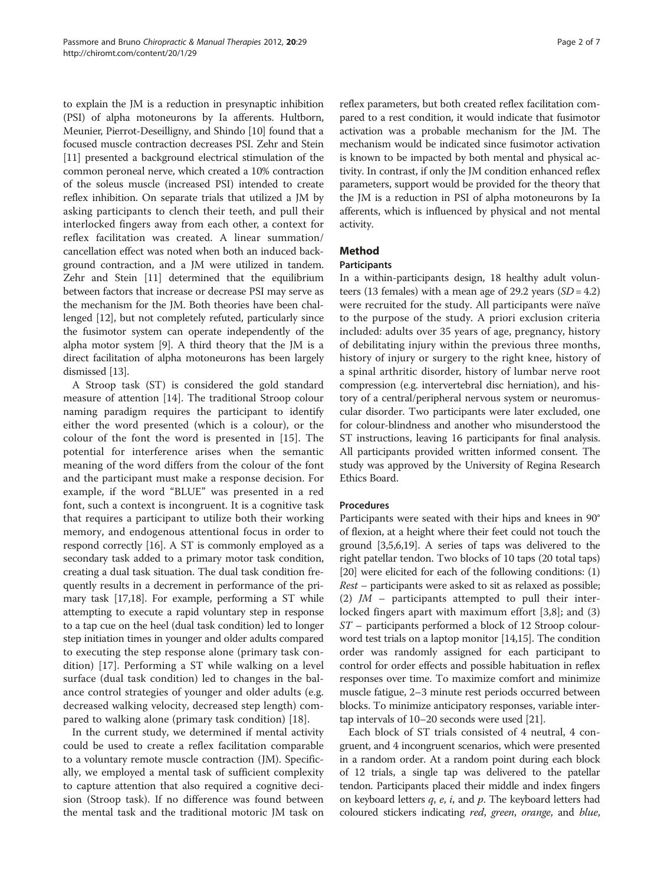to explain the JM is a reduction in presynaptic inhibition (PSI) of alpha motoneurons by Ia afferents. Hultborn, Meunier, Pierrot-Deseilligny, and Shindo [10] found that a focused muscle contraction decreases PSI. Zehr and Stein [11] presented a background electrical stimulation of the common peroneal nerve, which created a 10% contraction of the soleus muscle (increased PSI) intended to create reflex inhibition. On separate trials that utilized a JM by asking participants to clench their teeth, and pull their interlocked fingers away from each other, a context for reflex facilitation was created. A linear summation/cancellation effect was noted when both an induced background contraction, and a JM were utilized in tandem. Zehr and Stein [11] determined that the equilibrium between factors that increase or decrease PSI may serve as the mechanism for the JM. Both theories have been challenged [12], but not completely refuted, particularly since the fusimotor system can operate independently of the alpha motor system [9]. A third theory that the JM is a direct facilitation of alpha motoneurons has been largely dismissed [13].

A Stroop task (ST) is considered the gold standard measure of attention [14]. The traditional Stroop colour naming paradigm requires the participant to identify either the word presented (which is a colour), or the colour of the font the word is presented in [15]. The potential for interference arises when the semantic meaning of the word differs from the colour of the font and the participant must make a response decision. For example, if the word "BLUE" was presented in a red font, such a context is incongruent. It is a cognitive task that requires a participant to utilize both their working memory, and endogenous attentional focus in order to respond correctly [16]. A ST is commonly employed as a secondary task added to a primary motor task condition, creating a dual task situation. The dual task condition frequently results in a decrement in performance of the primary task [17,18]. For example, performing a ST while attempting to execute a rapid voluntary step in response to a tap cue on the heel (dual task condition) led to longer step initiation times in younger and older adults compared to executing the step response alone (primary task condition) [17]. Performing a ST while walking on a level surface (dual task condition) led to changes in the balance control strategies of younger and older adults (e.g. decreased walking velocity, decreased step length) compared to walking alone (primary task condition) [18].

In the current study, we determined if mental activity could be used to create a reflex facilitation comparable to a voluntary remote muscle contraction (JM). Specifically, we employed a mental task of sufficient complexity to capture attention that also required a cognitive decision (Stroop task). If no difference was found between the mental task and the traditional motoric JM task on reflex parameters, but both created reflex facilitation compared to a rest condition, it would indicate that fusimotor activation was a probable mechanism for the JM. The mechanism would be indicated since fusimotor activation is known to be impacted by both mental and physical activity. In contrast, if only the JM condition enhanced reflex parameters, support would be provided for the theory that the JM is a reduction in PSI of alpha motoneurons by Ia afferents, which is influenced by physical and not mental activity.

## Method

### Participants

In a within-participants design, 18 healthy adult volunteers (13 females) with a mean age of 29.2 years ($SD = 4.2$) were recruited for the study. All participants were naïve to the purpose of the study. A priori exclusion criteria included: adults over 35 years of age, pregnancy, history of debilitating injury within the previous three months, history of injury or surgery to the right knee, history of a spinal arthritic disorder, history of lumbar nerve root compression (e.g. intervertebral disc herniation), and history of a central/peripheral nervous system or neuromuscular disorder. Two participants were later excluded, one for colour-blindness and another who misunderstood the ST instructions, leaving 16 participants for final analysis. All participants provided written informed consent. The study was approved by the University of Regina Research Ethics Board.

### Procedures

Participants were seated with their hips and knees in 90° of flexion, at a height where their feet could not touch the ground [3,5,6,19]. A series of taps was delivered to the right patellar tendon. Two blocks of 10 taps (20 total taps) [20] were elicited for each of the following conditions: (1) *Rest* – participants were asked to sit as relaxed as possible; (2) *JM* – participants attempted to pull their interlocked fingers apart with maximum effort [3,8]; and (3) *ST* – participants performed a block of 12 Stroop colour-word test trials on a laptop monitor [14,15]. The condition order was randomly assigned for each participant to control for order effects and possible habituation in reflex responses over time. To maximize comfort and minimize muscle fatigue, 2–3 minute rest periods occurred between blocks. To minimize anticipatory responses, variable inter-tap intervals of 10–20 seconds were used [21].

Each block of ST trials consisted of 4 neutral, 4 congruent, and 4 incongruent scenarios, which were presented in a random order. At a random point during each block of 12 trials, a single tap was delivered to the patellar tendon. Participants placed their middle and index fingers on keyboard letters *q*, *e*, *i*, and *p*. The keyboard letters had coloured stickers indicating *red*, *green*, *orange*, and *blue*,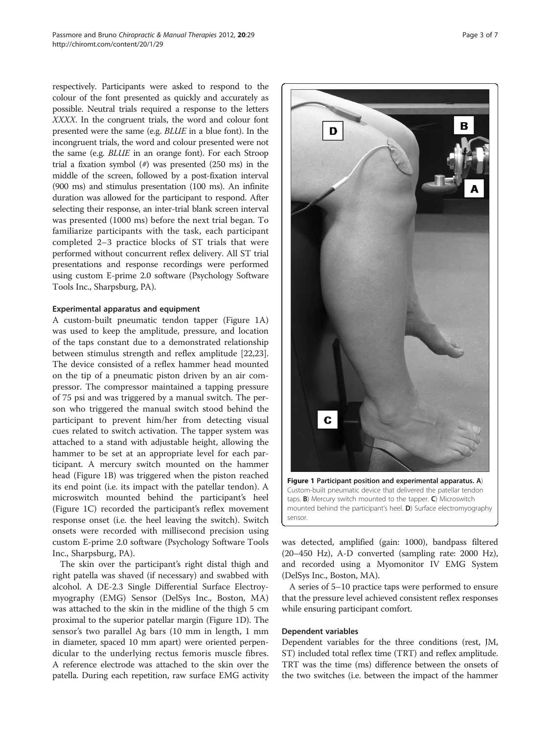respectively. Participants were asked to respond to the colour of the font presented as quickly and accurately as possible. Neutral trials required a response to the letters *XXXX*. In the congruent trials, the word and colour font presented were the same (e.g. *BLUE* in a blue font). In the incongruent trials, the word and colour presented were not the same (e.g. *BLUE* in an orange font). For each Stroop trial a fixation symbol (#) was presented (250 ms) in the middle of the screen, followed by a post-fixation interval (900 ms) and stimulus presentation (100 ms). An infinite duration was allowed for the participant to respond. After selecting their response, an inter-trial blank screen interval was presented (1000 ms) before the next trial began. To familiarize participants with the task, each participant completed 2–3 practice blocks of ST trials that were performed without concurrent reflex delivery. All ST trial presentations and response recordings were performed using custom E-prime 2.0 software (Psychology Software Tools Inc., Sharpsburg, PA).

### Experimental apparatus and equipment

A custom-built pneumatic tendon tapper (Figure 1A) was used to keep the amplitude, pressure, and location of the taps constant due to a demonstrated relationship between stimulus strength and reflex amplitude [22,23]. The device consisted of a reflex hammer head mounted on the tip of a pneumatic piston driven by an air compressor. The compressor maintained a tapping pressure of 75 psi and was triggered by a manual switch. The person who triggered the manual switch stood behind the participant to prevent him/her from detecting visual cues related to switch activation. The tapper system was attached to a stand with adjustable height, allowing the hammer to be set at an appropriate level for each participant. A mercury switch mounted on the hammer head (Figure 1B) was triggered when the piston reached its end point (i.e. its impact with the patellar tendon). A microswitch mounted behind the participant's heel (Figure 1C) recorded the participant's reflex movement response onset (i.e. the heel leaving the switch). Switch onsets were recorded with millisecond precision using custom E-prime 2.0 software (Psychology Software Tools Inc., Sharpsburg, PA).

The skin over the participant's right distal thigh and right patella was shaved (if necessary) and swabbed with alcohol. A DE-2.3 Single Differential Surface Electromyography (EMG) Sensor (DelSys Inc., Boston, MA) was attached to the skin in the midline of the thigh 5 cm proximal to the superior patellar margin (Figure 1D). The sensor's two parallel Ag bars (10 mm in length, 1 mm in diameter, spaced 10 mm apart) were oriented perpendicular to the underlying rectus femoris muscle fibres. A reference electrode was attached to the skin over the patella. During each repetition, raw surface EMG activity was detected, amplified (gain: 1000), bandpass filtered (20–450 Hz), A-D converted (sampling rate: 2000 Hz), and recorded using a Myomonitor IV EMG System (DelSys Inc., Boston, MA).

**Figure 1 Participant position and experimental apparatus. A**) Custom-built pneumatic device that delivered the patellar tendon taps. **B**) Mercury switch mounted to the tapper. **C**) Microswitch mounted behind the participant's heel. **D**) Surface electromyography sensor.

A series of 5–10 practice taps were performed to ensure that the pressure level achieved consistent reflex responses while ensuring participant comfort.

### Dependent variables

Dependent variables for the three conditions (rest, JM, ST) included total reflex time (TRT) and reflex amplitude. TRT was the time (ms) difference between the onsets of the two switches (i.e. between the impact of the hammer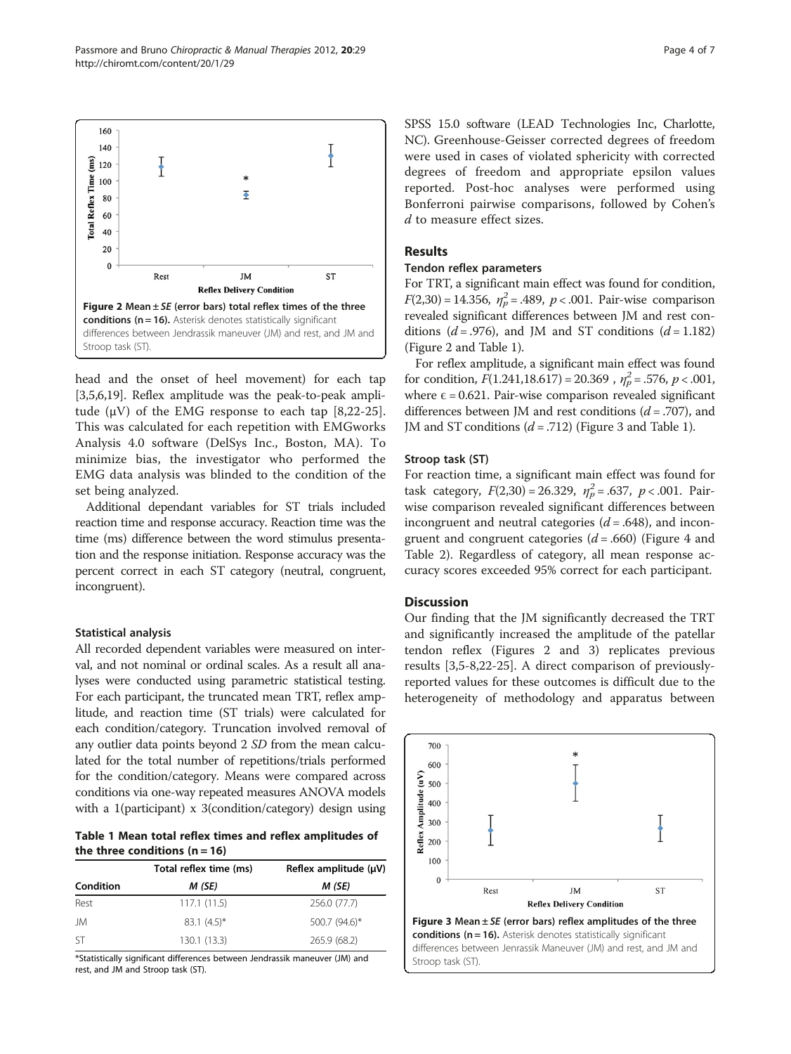Figure 2 Mean ± *SE* (error bars) total reflex times of the three conditions (n = 16). Asterisk denotes statistically significant differences between Jendrassik maneuver (JM) and rest, and JM and Stroop task (ST).

head and the onset of heel movement) for each tap [3,5,6,19]. Reflex amplitude was the peak-to-peak amplitude (μV) of the EMG response to each tap [8,22-25]. This was calculated for each repetition with EMGworks Analysis 4.0 software (DelSys Inc., Boston, MA). To minimize bias, the investigator who performed the EMG data analysis was blinded to the condition of the set being analyzed.

Additional dependant variables for ST trials included reaction time and response accuracy. Reaction time was the time (ms) difference between the word stimulus presentation and the response initiation. Response accuracy was the percent correct in each ST category (neutral, congruent, incongruent).

### Statistical analysis

All recorded dependent variables were measured on interval, and not nominal or ordinal scales. As a result all analyses were conducted using parametric statistical testing. For each participant, the truncated mean TRT, reflex amplitude, and reaction time (ST trials) were calculated for each condition/category. Truncation involved removal of any outlier data points beyond 2 *SD* from the mean calculated for the total number of repetitions/trials performed for the condition/category. Means were compared across conditions via one-way repeated measures ANOVA models with a 1(participant) x 3(condition/category) design using SPSS 15.0 software (LEAD Technologies Inc, Charlotte, NC). Greenhouse-Geisser corrected degrees of freedom were used in cases of violated sphericity with corrected degrees of freedom and appropriate epsilon values reported. Post-hoc analyses were performed using Bonferroni pairwise comparisons, followed by Cohen's *d* to measure effect sizes.

**Table 1 Mean total reflex times and reflex amplitudes of the three conditions (n = 16)**

| | Total reflex time (ms) | Reflex amplitude (μV) |
|---|---|---|
| Condition | *M (SE)* | *M (SE)* |
| Rest | 117.1 (11.5) | 256.0 (77.7) |
| JM | 83.1 (4.5)* | 500.7 (94.6)* |
| ST | 130.1 (13.3) | 265.9 (68.2) |

*Statistically significant differences between Jendrassik maneuver (JM) and rest, and JM and Stroop task (ST).

## Results

### Tendon reflex parameters

For TRT, a significant main effect was found for condition, $F(2,30) = 14.356$, $\eta_p^2 = .489$, $p < .001$. Pair-wise comparison revealed significant differences between JM and rest conditions ($d = .976$), and JM and ST conditions ($d = 1.182$) (Figure 2 and Table 1).

For reflex amplitude, a significant main effect was found for condition, $F(1.241,18.617) = 20.369$ , $\eta_p^2 = .576$, $p < .001$, where $\epsilon = 0.621$. Pair-wise comparison revealed significant differences between JM and rest conditions ($d = .707$), and JM and ST conditions ($d = .712$) (Figure 3 and Table 1).

### Stroop task (ST)

For reaction time, a significant main effect was found for task category, $F(2,30) = 26.329$, $\eta_p^2 = .637$, $p < .001$. Pair-wise comparison revealed significant differences between incongruent and neutral categories ($d = .648$), and incongruent and congruent categories ($d = .660$) (Figure 4 and Table 2). Regardless of category, all mean response accuracy scores exceeded 95% correct for each participant.

## Discussion

Our finding that the JM significantly decreased the TRT and significantly increased the amplitude of the patellar tendon reflex (Figures 2 and 3) replicates previous results [3,5-8,22-25]. A direct comparison of previously-reported values for these outcomes is difficult due to the heterogeneity of methodology and apparatus between

Figure 3 Mean ± *SE* (error bars) reflex amplitudes of the three conditions (n = 16). Asterisk denotes statistically significant differences between Jenrassik Maneuver (JM) and rest, and JM and Stroop task (ST).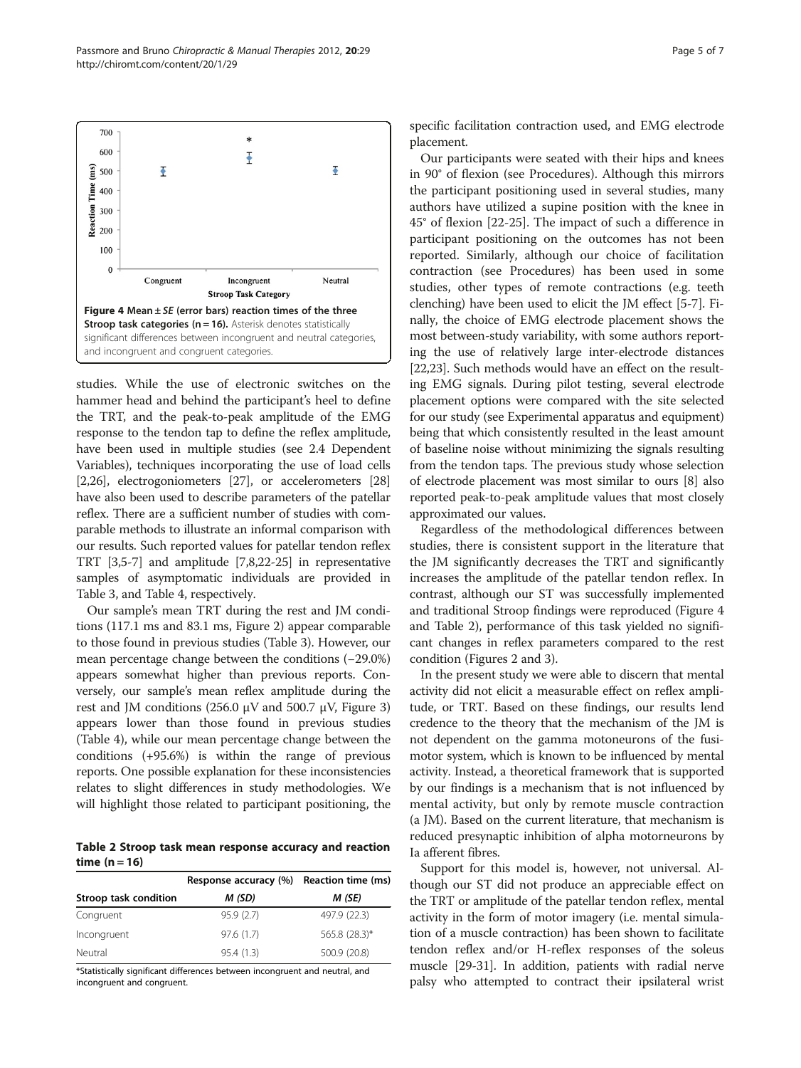Figure 4 Mean ± *SE* (error bars) reaction times of the three Stroop task categories (n = 16). Asterisk denotes statistically significant differences between incongruent and neutral categories, and incongruent and congruent categories.

studies. While the use of electronic switches on the hammer head and behind the participant's heel to define the TRT, and the peak-to-peak amplitude of the EMG response to the tendon tap to define the reflex amplitude, have been used in multiple studies (see 2.4 Dependent Variables), techniques incorporating the use of load cells [2,26], electrogoniometers [27], or accelerometers [28] have also been used to describe parameters of the patellar reflex. There are a sufficient number of studies with comparable methods to illustrate an informal comparison with our results. Such reported values for patellar tendon reflex TRT [3,5-7] and amplitude [7,8,22-25] in representative samples of asymptomatic individuals are provided in Table 3, and Table 4, respectively.

Our sample's mean TRT during the rest and JM conditions (117.1 ms and 83.1 ms, Figure 2) appear comparable to those found in previous studies (Table 3). However, our mean percentage change between the conditions (−29.0%) appears somewhat higher than previous reports. Conversely, our sample's mean reflex amplitude during the rest and JM conditions (256.0 μV and 500.7 μV, Figure 3) appears lower than those found in previous studies (Table 4), while our mean percentage change between the conditions (+95.6%) is within the range of previous reports. One possible explanation for these inconsistencies relates to slight differences in study methodologies. We will highlight those related to participant positioning, the specific facilitation contraction used, and EMG electrode placement.

**Table 2 Stroop task mean response accuracy and reaction time (n = 16)**

| | Response accuracy (%) | Reaction time (ms) |
|---|---|---|
| Stroop task condition | *M (SD)* | *M (SE)* |
| Congruent | 95.9 (2.7) | 497.9 (22.3) |
| Incongruent | 97.6 (1.7) | 565.8 (28.3)* |
| Neutral | 95.4 (1.3) | 500.9 (20.8) |

*Statistically significant differences between incongruent and neutral, and incongruent and congruent.

Our participants were seated with their hips and knees in 90° of flexion (see Procedures). Although this mirrors the participant positioning used in several studies, many authors have utilized a supine position with the knee in 45° of flexion [22-25]. The impact of such a difference in participant positioning on the outcomes has not been reported. Similarly, although our choice of facilitation contraction (see Procedures) has been used in some studies, other types of remote contractions (e.g. teeth clenching) have been used to elicit the JM effect [5-7]. Finally, the choice of EMG electrode placement shows the most between-study variability, with some authors reporting the use of relatively large inter-electrode distances [22,23]. Such methods would have an effect on the resulting EMG signals. During pilot testing, several electrode placement options were compared with the site selected for our study (see Experimental apparatus and equipment) being that which consistently resulted in the least amount of baseline noise without minimizing the signals resulting from the tendon taps. The previous study whose selection of electrode placement was most similar to ours [8] also reported peak-to-peak amplitude values that most closely approximated our values.

Regardless of the methodological differences between studies, there is consistent support in the literature that the JM significantly decreases the TRT and significantly increases the amplitude of the patellar tendon reflex. In contrast, although our ST was successfully implemented and traditional Stroop findings were reproduced (Figure 4 and Table 2), performance of this task yielded no significant changes in reflex parameters compared to the rest condition (Figures 2 and 3).

In the present study we were able to discern that mental activity did not elicit a measurable effect on reflex amplitude, or TRT. Based on these findings, our results lend credence to the theory that the mechanism of the JM is not dependent on the gamma motoneurons of the fusimotor system, which is known to be influenced by mental activity. Instead, a theoretical framework that is supported by our findings is a mechanism that is not influenced by mental activity, but only by remote muscle contraction (a JM). Based on the current literature, that mechanism is reduced presynaptic inhibition of alpha motorneurons by Ia afferent fibres.

Support for this model is, however, not universal. Although our ST did not produce an appreciable effect on the TRT or amplitude of the patellar tendon reflex, mental activity in the form of motor imagery (i.e. mental simulation of a muscle contraction) has been shown to facilitate tendon reflex and/or H-reflex responses of the soleus muscle [29-31]. In addition, patients with radial nerve palsy who attempted to contract their ipsilateral wrist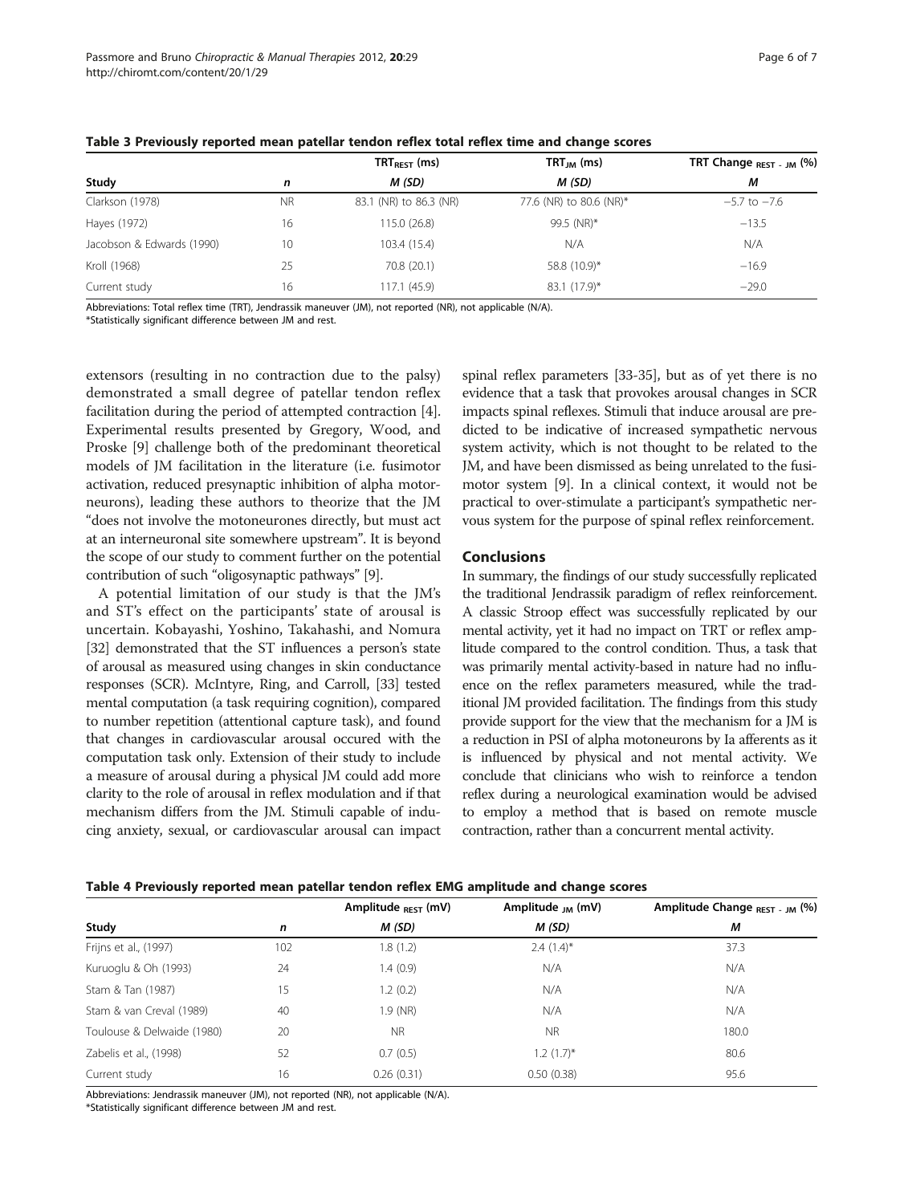**Table 3 Previously reported mean patellar tendon reflex total reflex time and change scores**

| Study | n | $TRT_{REST}$ (ms) M (SD) | $TRT_{JM}$ (ms) M (SD) | TRT Change $_{REST - JM}$ (%) M |
|---|---|---|---|---|
| Clarkson (1978) | NR | 83.1 (NR) to 86.3 (NR) | 77.6 (NR) to 80.6 (NR)* | −5.7 to −7.6 |
| Hayes (1972) | 16 | 115.0 (26.8) | 99.5 (NR)* | −13.5 |
| Jacobson & Edwards (1990) | 10 | 103.4 (15.4) | N/A | N/A |
| Kroll (1968) | 25 | 70.8 (20.1) | 58.8 (10.9)* | −16.9 |
| Current study | 16 | 117.1 (45.9) | 83.1 (17.9)* | −29.0 |

Abbreviations: Total reflex time (TRT), Jendrassik maneuver (JM), not reported (NR), not applicable (N/A).
*Statistically significant difference between JM and rest.

extensors (resulting in no contraction due to the palsy) demonstrated a small degree of patellar tendon reflex facilitation during the period of attempted contraction [4]. Experimental results presented by Gregory, Wood, and Proske [9] challenge both of the predominant theoretical models of JM facilitation in the literature (i.e. fusimotor activation, reduced presynaptic inhibition of alpha motorneurons), leading these authors to theorize that the JM "does not involve the motoneurones directly, but must act at an interneuronal site somewhere upstream". It is beyond the scope of our study to comment further on the potential contribution of such "oligosynaptic pathways" [9].

A potential limitation of our study is that the JM's and ST's effect on the participants' state of arousal is uncertain. Kobayashi, Yoshino, Takahashi, and Nomura [32] demonstrated that the ST influences a person's state of arousal as measured using changes in skin conductance responses (SCR). McIntyre, Ring, and Carroll, [33] tested mental computation (a task requiring cognition), compared to number repetition (attentional capture task), and found that changes in cardiovascular arousal occured with the computation task only. Extension of their study to include a measure of arousal during a physical JM could add more clarity to the role of arousal in reflex modulation and if that mechanism differs from the JM. Stimuli capable of inducing anxiety, sexual, or cardiovascular arousal can impact spinal reflex parameters [33-35], but as of yet there is no evidence that a task that provokes arousal changes in SCR impacts spinal reflexes. Stimuli that induce arousal are predicted to be indicative of increased sympathetic nervous system activity, which is not thought to be related to the JM, and have been dismissed as being unrelated to the fusimotor system [9]. In a clinical context, it would not be practical to over-stimulate a participant's sympathetic nervous system for the purpose of spinal reflex reinforcement.

## Conclusions

In summary, the findings of our study successfully replicated the traditional Jendrassik paradigm of reflex reinforcement. A classic Stroop effect was successfully replicated by our mental activity, yet it had no impact on TRT or reflex amplitude compared to the control condition. Thus, a task that was primarily mental activity-based in nature had no influence on the reflex parameters measured, while the traditional JM provided facilitation. The findings from this study provide support for the view that the mechanism for a JM is a reduction in PSI of alpha motoneurons by Ia afferents as it is influenced by physical and not mental activity. We conclude that clinicians who wish to reinforce a tendon reflex during a neurological examination would be advised to employ a method that is based on remote muscle contraction, rather than a concurrent mental activity.

**Table 4 Previously reported mean patellar tendon reflex EMG amplitude and change scores**

| Study | n | Amplitude $_{REST}$ (mV) M (SD) | Amplitude $_{JM}$ (mV) M (SD) | Amplitude Change $_{REST - JM}$ (%) M |
|---|---|---|---|---|
| Frijns et al., (1997) | 102 | 1.8 (1.2) | 2.4 (1.4)* | 37.3 |
| Kuruoglu & Oh (1993) | 24 | 1.4 (0.9) | N/A | N/A |
| Stam & Tan (1987) | 15 | 1.2 (0.2) | N/A | N/A |
| Stam & van Creval (1989) | 40 | 1.9 (NR) | N/A | N/A |
| Toulouse & Delwaide (1980) | 20 | NR | NR | 180.0 |
| Zabelis et al., (1998) | 52 | 0.7 (0.5) | 1.2 (1.7)* | 80.6 |
| Current study | 16 | 0.26 (0.31) | 0.50 (0.38) | 95.6 |

Abbreviations: Jendrassik maneuver (JM), not reported (NR), not applicable (N/A).
*Statistically significant difference between JM and rest.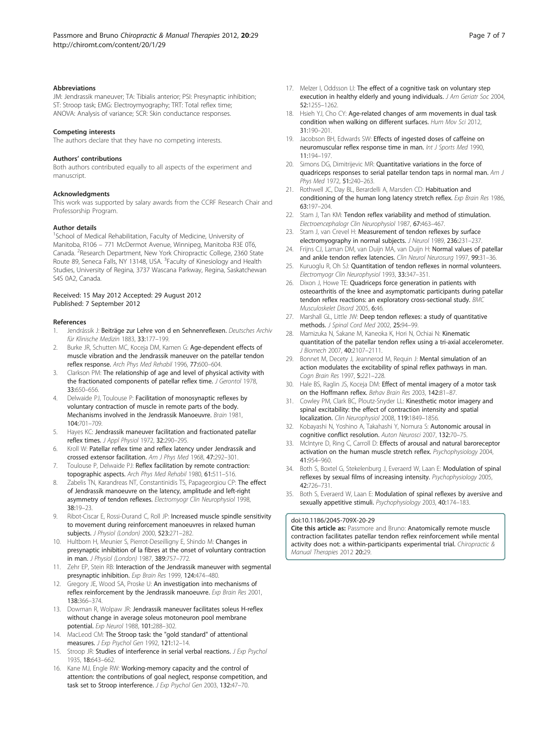### Abbreviations

JM: Jendrassik maneuver; TA: Tibialis anterior; PSI: Presynaptic inhibition; ST: Stroop task; EMG: Electroymyography; TRT: Total reflex time; ANOVA: Analysis of variance; SCR: Skin conductance responses.

### Competing interests

The authors declare that they have no competing interests.

### Authors' contributions

Both authors contributed equally to all aspects of the experiment and manuscript.

### Acknowledgments

This work was supported by salary awards from the CCRF Research Chair and Professorship Program.

### Author details

[1]School of Medical Rehabilitation, Faculty of Medicine, University of Manitoba, R106 – 771 McDermot Avenue, Winnipeg, Manitoba R3E 0T6, Canada. [2]Research Department, New York Chiropractic College, 2360 State Route 89, Seneca Falls, NY 13148, USA. [3]Faculty of Kinesiology and Health Studies, University of Regina, 3737 Wascana Parkway, Regina, Saskatchewan S4S 0A2, Canada.

Received: 15 May 2012 Accepted: 29 August 2012
Published: 7 September 2012

### References

1. Jendrássik J: **Beiträge zur Lehre von d en Sehnenreflexen.** *Deutsches Archiv für Klinische Medizin* 1883, **33:**177–199.
2. Burke JR, Schutten MC, Koceja DM, Kamen G: **Age-dependent effects of muscle vibration and the Jendrassik maneuver on the patellar tendon reflex response.** *Arch Phys Med Rehabil* 1996, **77:**600–604.
3. Clarkson PM: **The relationship of age and level of physical activity with the fractionated components of patellar reflex time.** *J Gerontol* 1978, **33:**650–656.
4. Delwaide PJ, Toulouse P: **Facilitation of monosynaptic reflexes by voluntary contraction of muscle in remote parts of the body. Mechanisms involved in the Jendrassik Manoeuvre.** *Brain* 1981, **104:**701–709.
5. Hayes KC: **Jendrassik maneuver facilitation and fractionated patellar reflex times.** *J Appl Physiol* 1972, **32:**290–295.
6. Kroll W: **Patellar reflex time and reflex latency under Jendrassik and crossed extensor facilitation.** *Am J Phys Med* 1968, **47:**292–301.
7. Toulouse P, Delwaide PJ: **Reflex facilitation by remote contraction: topographic aspects.** *Arch Phys Med Rehabil* 1980, **61:**511–516.
8. Zabelis TN, Karandreas NT, Constantinidis TS, Papageorgiou CP: **The effect of Jendrassik manoeuvre on the latency, amplitude and left-right asymmetry of tendon reflexes.** *Electromyogr Clin Neurophysiol* 1998, **38:**19–23.
9. Ribot-Ciscar E, Rossi-Durand C, Roll JP: **Increased muscle spindle sensitivity to movement during reinforcement manoeuvres in relaxed human subjects.** *J Physiol (London)* 2000, **523:**271–282.
10. Hultborn H, Meunier S, Pierrot-Deseilligny E, Shindo M: **Changes in presynaptic inhibition of Ia fibres at the onset of voluntary contraction in man.** *J Physiol (London)* 1987, **389:**757–772.
11. Zehr EP, Stein RB: **Interaction of the Jendrassik maneuver with segmental presynaptic inhibition.** *Exp Brain Res* 1999, **124:**474–480.
12. Gregory JE, Wood SA, Proske U: **An investigation into mechanisms of reflex reinforcement by the Jendrassik manoeuvre.** *Exp Brain Res* 2001, **138:**366–374.
13. Dowman R, Wolpaw JR: **Jendrassik maneuver facilitates soleus H-reflex without change in average soleus motoneuron pool membrane potential.** *Exp Neurol* 1988, **101:**288–302.
14. MacLeod CM: **The Stroop task: the "gold standard" of attentional measures.** *J Exp Psychol Gen* 1992, **121:**12–14.
15. Stroop JR: **Studies of interference in serial verbal reactions.** *J Exp Psychol* 1935, **18:**643–662.
16. Kane MJ, Engle RW: **Working-memory capacity and the control of attention: the contributions of goal neglect, response competition, and task set to Stroop interference.** *J Exp Psychol Gen* 2003, **132:**47–70.
17. Melzer I, Oddsson LI: **The effect of a cognitive task on voluntary step execution in healthy elderly and young individuals.** *J Am Geriatr Soc* 2004, **52:**1255–1262.
18. Hsieh YJ, Cho CY: **Age-related changes of arm movements in dual task condition when walking on different surfaces.** *Hum Mov Sci* 2012, **31:**190–201.
19. Jacobson BH, Edwards SW: **Effects of ingested doses of caffeine on neuromuscular reflex response time in man.** *Int J Sports Med* 1990, **11:**194–197.
20. Simons DG, Dimitrijevic MR: **Quantitative variations in the force of quadriceps responses to serial patellar tendon taps in normal man.** *Am J Phys Med* 1972, **51:**240–263.
21. Rothwell JC, Day BL, Berardelli A, Marsden CD: **Habituation and conditioning of the human long latency stretch reflex.** *Exp Brain Res* 1986, **63:**197–204.
22. Stam J, Tan KM: **Tendon reflex variability and method of stimulation.** *Electroencephalogr Clin Neurophysiol* 1987, **67:**463–467.
23. Stam J, van Crevel H: **Measurement of tendon reflexes by surface electromyography in normal subjects.** *J Neurol* 1989, **236:**231–237.
24. Frijns CJ, Laman DM, van Duijn MA, van Duijn H: **Normal values of patellar and ankle tendon reflex latencies.** *Clin Neurol Neurosurg* 1997, **99:**31–36.
25. Kuruoglu R, Oh SJ: **Quantitation of tendon reflexes in normal volunteers.** *Electromyogr Clin Neurophysiol* 1993, **33:**347–351.
26. Dixon J, Howe TE: **Quadriceps force generation in patients with osteoarthritis of the knee and asymptomatic participants during patellar tendon reflex reactions: an exploratory cross-sectional study.** *BMC Musculoskelet Disord* 2005, **6:**46.
27. Marshall GL, Little JW: **Deep tendon reflexes: a study of quantitative methods.** *J Spinal Cord Med* 2002, **25:**94–99.
28. Mamizuka N, Sakane M, Kaneoka K, Hori N, Ochiai N: **Kinematic quantitation of the patellar tendon reflex using a tri-axial accelerometer.** *J Biomech* 2007, **40:**2107–2111.
29. Bonnet M, Decety J, Jeannerod M, Requin J: **Mental simulation of an action modulates the excitability of spinal reflex pathways in man.** *Cogn Brain Res* 1997, **5:**221–228.
30. Hale BS, Raglin JS, Koceja DM: **Effect of mental imagery of a motor task on the Hoffmann reflex.** *Behav Brain Res* 2003, **142:**81–87.
31. Cowley PM, Clark BC, Ploutz-Snyder LL: **Kinesthetic motor imagery and spinal excitability: the effect of contraction intensity and spatial localization.** *Clin Neurophysiol* 2008, **119:**1849–1856.
32. Kobayashi N, Yoshino A, Takahashi Y, Nomura S: **Autonomic arousal in cognitive conflict resolution.** *Auton Neurosci* 2007, **132:**70–75.
33. McIntyre D, Ring C, Carroll D: **Effects of arousal and natural baroreceptor activation on the human muscle stretch reflex.** *Psychophysiology* 2004, **41:**954–960.
34. Both S, Boxtel G, Stekelenburg J, Everaerd W, Laan E: **Modulation of spinal reflexes by sexual films of increasing intensity.** *Psychophysiology* 2005, **42:**726–731.
35. Both S, Everaerd W, Laan E: **Modulation of spinal reflexes by aversive and sexually appetitive stimuli.** *Psychophysiology* 2003, **40:**174–183.

doi:10.1186/2045-709X-20-29

**Cite this article as:** Passmore and Bruno: Anatomically remote muscle contraction facilitates patellar tendon reflex reinforcement while mental activity does not: a within-participants experimental trial. *Chiropractic & Manual Therapies* 2012 **20**:29.